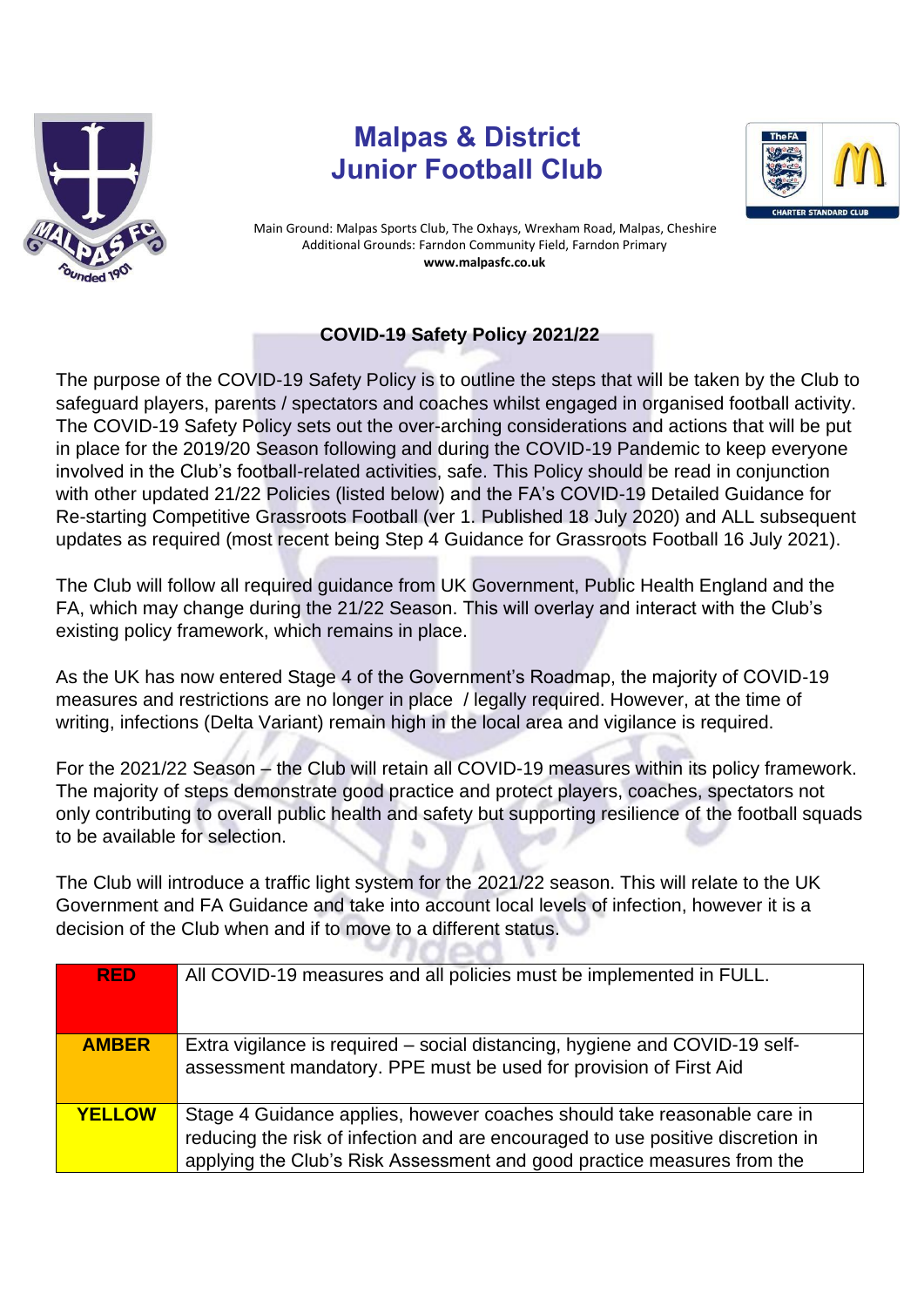# Malpas & District Junior Football Club

Main Ground: Malpas Sports Club, The Oxhays, Wrexham Road, Malpas, Cheshire
Additional Grounds: Farndon Community Field, Farndon Primary
**www.malpasfc.co.uk**

## COVID-19 Safety Policy 2021/22

The purpose of the COVID-19 Safety Policy is to outline the steps that will be taken by the Club to safeguard players, parents / spectators and coaches whilst engaged in organised football activity. The COVID-19 Safety Policy sets out the over-arching considerations and actions that will be put in place for the 2019/20 Season following and during the COVID-19 Pandemic to keep everyone involved in the Club's football-related activities, safe. This Policy should be read in conjunction with other updated 21/22 Policies (listed below) and the FA's COVID-19 Detailed Guidance for Re-starting Competitive Grassroots Football (ver 1. Published 18 July 2020) and ALL subsequent updates as required (most recent being Step 4 Guidance for Grassroots Football 16 July 2021).

The Club will follow all required guidance from UK Government, Public Health England and the FA, which may change during the 21/22 Season. This will overlay and interact with the Club's existing policy framework, which remains in place.

As the UK has now entered Stage 4 of the Government's Roadmap, the majority of COVID-19 measures and restrictions are no longer in place / legally required. However, at the time of writing, infections (Delta Variant) remain high in the local area and vigilance is required.

For the 2021/22 Season – the Club will retain all COVID-19 measures within its policy framework. The majority of steps demonstrate good practice and protect players, coaches, spectators not only contributing to overall public health and safety but supporting resilience of the football squads to be available for selection.

The Club will introduce a traffic light system for the 2021/22 season. This will relate to the UK Government and FA Guidance and take into account local levels of infection, however it is a decision of the Club when and if to move to a different status.

| Status | Description |
|---|---|
| **RED** | All COVID-19 measures and all policies must be implemented in FULL. |
| **AMBER** | Extra vigilance is required – social distancing, hygiene and COVID-19 self-assessment mandatory. PPE must be used for provision of First Aid |
| **YELLOW** | Stage 4 Guidance applies, however coaches should take reasonable care in reducing the risk of infection and are encouraged to use positive discretion in applying the Club's Risk Assessment and good practice measures from the |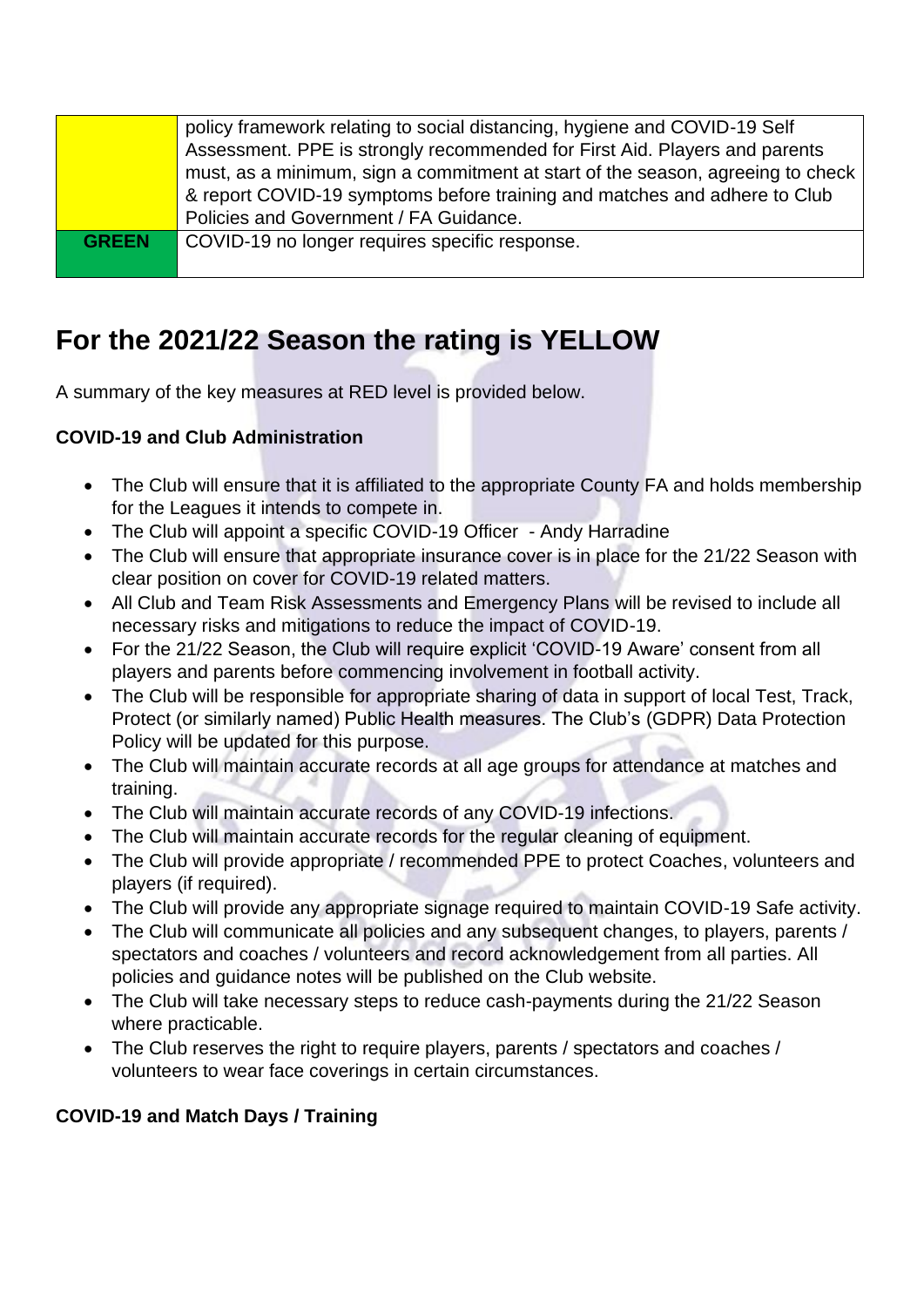| | |
|---|---|
| | policy framework relating to social distancing, hygiene and COVID-19 Self Assessment. PPE is strongly recommended for First Aid. Players and parents must, as a minimum, sign a commitment at start of the season, agreeing to check & report COVID-19 symptoms before training and matches and adhere to Club Policies and Government / FA Guidance. |
| **GREEN** | COVID-19 no longer requires specific response. |

## For the 2021/22 Season the rating is YELLOW

A summary of the key measures at RED level is provided below.

**COVID-19 and Club Administration**

- The Club will ensure that it is affiliated to the appropriate County FA and holds membership for the Leagues it intends to compete in.
- The Club will appoint a specific COVID-19 Officer - Andy Harradine
- The Club will ensure that appropriate insurance cover is in place for the 21/22 Season with clear position on cover for COVID-19 related matters.
- All Club and Team Risk Assessments and Emergency Plans will be revised to include all necessary risks and mitigations to reduce the impact of COVID-19.
- For the 21/22 Season, the Club will require explicit 'COVID-19 Aware' consent from all players and parents before commencing involvement in football activity.
- The Club will be responsible for appropriate sharing of data in support of local Test, Track, Protect (or similarly named) Public Health measures. The Club's (GDPR) Data Protection Policy will be updated for this purpose.
- The Club will maintain accurate records at all age groups for attendance at matches and training.
- The Club will maintain accurate records of any COVID-19 infections.
- The Club will maintain accurate records for the regular cleaning of equipment.
- The Club will provide appropriate / recommended PPE to protect Coaches, volunteers and players (if required).
- The Club will provide any appropriate signage required to maintain COVID-19 Safe activity.
- The Club will communicate all policies and any subsequent changes, to players, parents / spectators and coaches / volunteers and record acknowledgement from all parties. All policies and guidance notes will be published on the Club website.
- The Club will take necessary steps to reduce cash-payments during the 21/22 Season where practicable.
- The Club reserves the right to require players, parents / spectators and coaches / volunteers to wear face coverings in certain circumstances.

**COVID-19 and Match Days / Training**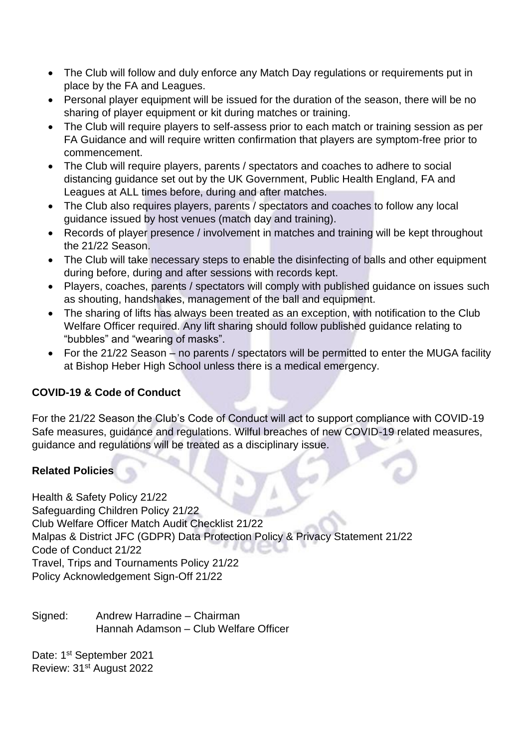- The Club will follow and duly enforce any Match Day regulations or requirements put in place by the FA and Leagues.
- Personal player equipment will be issued for the duration of the season, there will be no sharing of player equipment or kit during matches or training.
- The Club will require players to self-assess prior to each match or training session as per FA Guidance and will require written confirmation that players are symptom-free prior to commencement.
- The Club will require players, parents / spectators and coaches to adhere to social distancing guidance set out by the UK Government, Public Health England, FA and Leagues at ALL times before, during and after matches.
- The Club also requires players, parents / spectators and coaches to follow any local guidance issued by host venues (match day and training).
- Records of player presence / involvement in matches and training will be kept throughout the 21/22 Season.
- The Club will take necessary steps to enable the disinfecting of balls and other equipment during before, during and after sessions with records kept.
- Players, coaches, parents / spectators will comply with published guidance on issues such as shouting, handshakes, management of the ball and equipment.
- The sharing of lifts has always been treated as an exception, with notification to the Club Welfare Officer required. Any lift sharing should follow published guidance relating to "bubbles" and "wearing of masks".
- For the 21/22 Season – no parents / spectators will be permitted to enter the MUGA facility at Bishop Heber High School unless there is a medical emergency.

**COVID-19 & Code of Conduct**

For the 21/22 Season the Club's Code of Conduct will act to support compliance with COVID-19 Safe measures, guidance and regulations. Wilful breaches of new COVID-19 related measures, guidance and regulations will be treated as a disciplinary issue.

**Related Policies**

Health & Safety Policy 21/22
Safeguarding Children Policy 21/22
Club Welfare Officer Match Audit Checklist 21/22
Malpas & District JFC (GDPR) Data Protection Policy & Privacy Statement 21/22
Code of Conduct 21/22
Travel, Trips and Tournaments Policy 21/22
Policy Acknowledgement Sign-Off 21/22

Signed: Andrew Harradine – Chairman
Hannah Adamson – Club Welfare Officer

Date: 1st September 2021
Review: 31st August 2022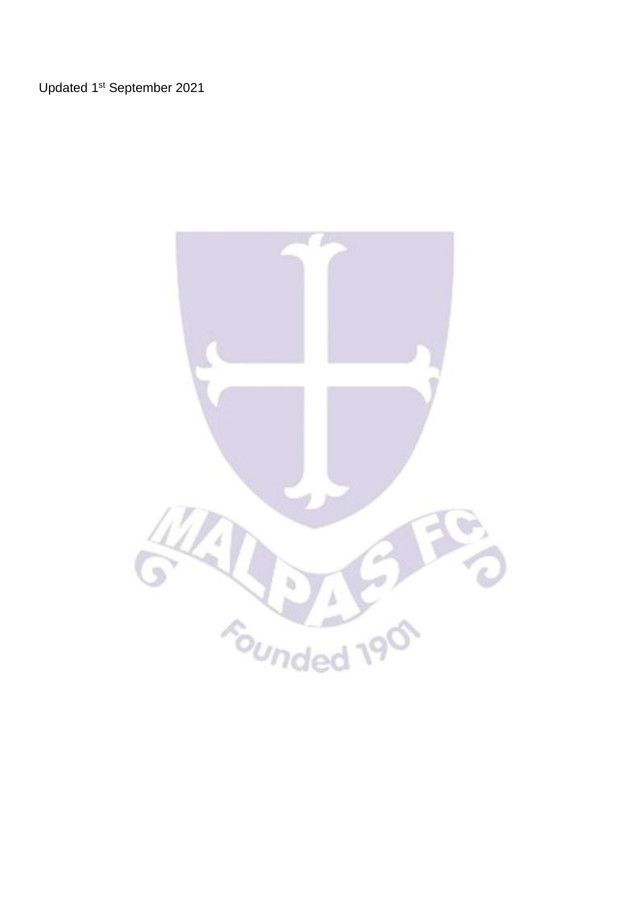Updated 1st September 2021